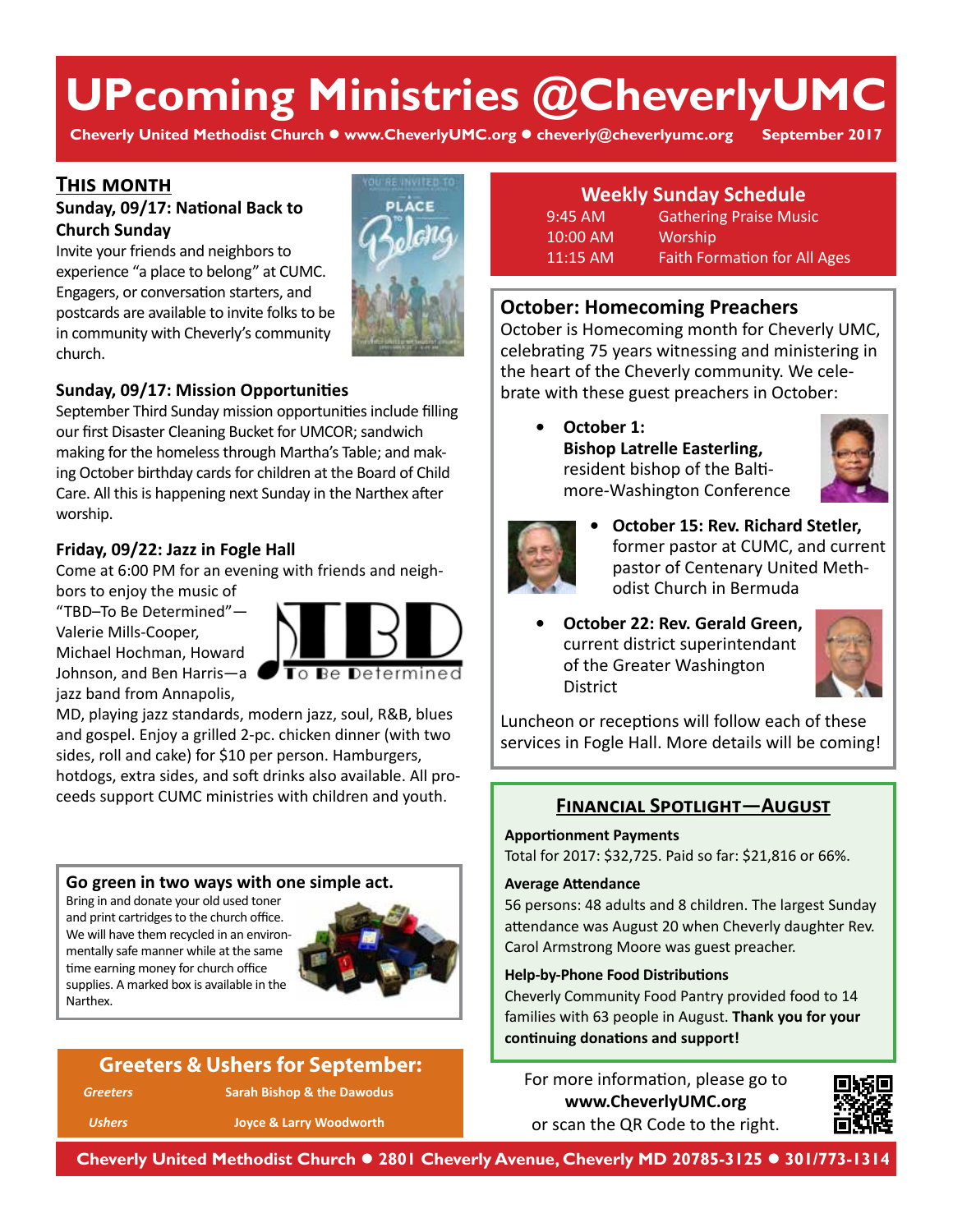# UPcoming Ministries @CheverlyUMC

**Cheverly United Methodist Church ● www.CheverlyUMC.org ● cheverly@cheverlyumc.org September 2017**

## This month

### Sunday, 09/17: National Back to Church Sunday

Invite your friends and neighbors to experience "a place to belong" at CUMC. Engagers, or conversation starters, and postcards are available to invite folks to be in community with Cheverly's community church.

### Sunday, 09/17: Mission Opportunities

September Third Sunday mission opportunities include filling our first Disaster Cleaning Bucket for UMCOR; sandwich making for the homeless through Martha's Table; and making October birthday cards for children at the Board of Child Care. All this is happening next Sunday in the Narthex after worship.

### Friday, 09/22: Jazz in Fogle Hall

Come at 6:00 PM for an evening with friends and neighbors to enjoy the music of "TBD–To Be Determined"—Valerie Mills-Cooper, Michael Hochman, Howard Johnson, and Ben Harris—a jazz band from Annapolis, MD, playing jazz standards, modern jazz, soul, R&B, blues and gospel. Enjoy a grilled 2-pc. chicken dinner (with two sides, roll and cake) for $10 per person. Hamburgers, hotdogs, extra sides, and soft drinks also available. All proceeds support CUMC ministries with children and youth.

### Go green in two ways with one simple act.

Bring in and donate your old used toner and print cartridges to the church office. We will have them recycled in an environmentally safe manner while at the same time earning money for church office supplies. A marked box is available in the Narthex.

### Greeters & Ushers for September:

| | |
|---|---|
| *Greeters* | Sarah Bishop & the Dawodus |
| *Ushers* | Joyce & Larry Woodworth |

## Weekly Sunday Schedule

| | |
|---|---|
| 9:45 AM | Gathering Praise Music |
| 10:00 AM | Worship |
| 11:15 AM | Faith Formation for All Ages |

## October: Homecoming Preachers

October is Homecoming month for Cheverly UMC, celebrating 75 years witnessing and ministering in the heart of the Cheverly community. We celebrate with these guest preachers in October:

- **October 1: Bishop Latrelle Easterling,** resident bishop of the Baltimore-Washington Conference
- **October 15: Rev. Richard Stetler,** former pastor at CUMC, and current pastor of Centenary United Methodist Church in Bermuda
- **October 22: Rev. Gerald Green,** current district superintendant of the Greater Washington District

Luncheon or receptions will follow each of these services in Fogle Hall. More details will be coming!

## Financial Spotlight—August

**Apportionment Payments**
Total for 2017: $32,725. Paid so far: $21,816 or 66%.

**Average Attendance**
56 persons: 48 adults and 8 children. The largest Sunday attendance was August 20 when Cheverly daughter Rev. Carol Armstrong Moore was guest preacher.

**Help-by-Phone Food Distributions**
Cheverly Community Food Pantry provided food to 14 families with 63 people in August. **Thank you for your continuing donations and support!**

For more information, please go to **www.CheverlyUMC.org** or scan the QR Code to the right.

**Cheverly United Methodist Church ● 2801 Cheverly Avenue, Cheverly MD 20785-3125 ● 301/773-1314**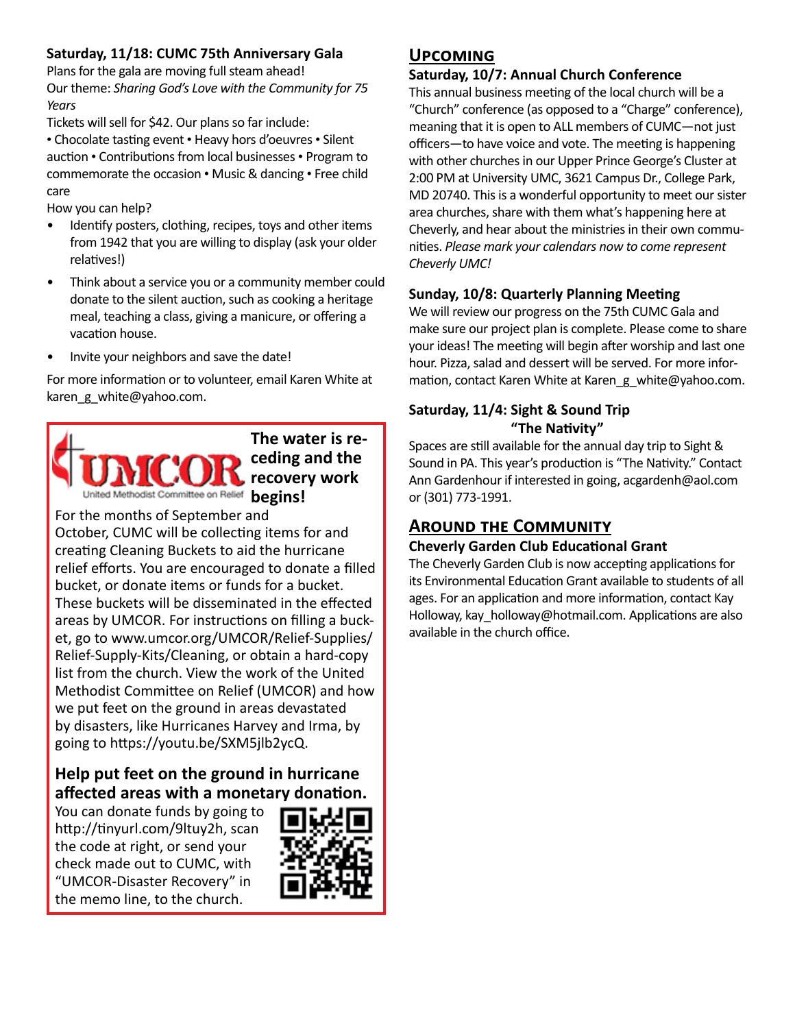**Saturday, 11/18: CUMC 75th Anniversary Gala**

Plans for the gala are moving full steam ahead!
Our theme: *Sharing God's Love with the Community for 75 Years*
Tickets will sell for $42. Our plans so far include:
• Chocolate tasting event • Heavy hors d'oeuvres • Silent auction • Contributions from local businesses • Program to commemorate the occasion • Music & dancing • Free child care

How you can help?

- Identify posters, clothing, recipes, toys and other items from 1942 that you are willing to display (ask your older relatives!)
- Think about a service you or a community member could donate to the silent auction, such as cooking a heritage meal, teaching a class, giving a manicure, or offering a vacation house.
- Invite your neighbors and save the date!

For more information or to volunteer, email Karen White at karen_g_white@yahoo.com.

UMCOR
United Methodist Committee on Relief

**The water is receding and the recovery work begins!**

For the months of September and October, CUMC will be collecting items for and creating Cleaning Buckets to aid the hurricane relief efforts. You are encouraged to donate a filled bucket, or donate items or funds for a bucket. These buckets will be disseminated in the effected areas by UMCOR. For instructions on filling a bucket, go to www.umcor.org/UMCOR/Relief-Supplies/Relief-Supply-Kits/Cleaning, or obtain a hard-copy list from the church. View the work of the United Methodist Committee on Relief (UMCOR) and how we put feet on the ground in areas devastated by disasters, like Hurricanes Harvey and Irma, by going to https://youtu.be/SXM5jlb2ycQ.

**Help put feet on the ground in hurricane affected areas with a monetary donation.**

You can donate funds by going to http://tinyurl.com/9ltuy2h, scan the code at right, or send your check made out to CUMC, with "UMCOR-Disaster Recovery" in the memo line, to the church.

## Upcoming

**Saturday, 10/7: Annual Church Conference**

This annual business meeting of the local church will be a "Church" conference (as opposed to a "Charge" conference), meaning that it is open to ALL members of CUMC—not just officers—to have voice and vote. The meeting is happening with other churches in our Upper Prince George's Cluster at 2:00 PM at University UMC, 3621 Campus Dr., College Park, MD 20740. This is a wonderful opportunity to meet our sister area churches, share with them what's happening here at Cheverly, and hear about the ministries in their own communities. *Please mark your calendars now to come represent Cheverly UMC!*

**Sunday, 10/8: Quarterly Planning Meeting**

We will review our progress on the 75th CUMC Gala and make sure our project plan is complete. Please come to share your ideas! The meeting will begin after worship and last one hour. Pizza, salad and dessert will be served. For more information, contact Karen White at Karen_g_white@yahoo.com.

**Saturday, 11/4: Sight & Sound Trip "The Nativity"**

Spaces are still available for the annual day trip to Sight & Sound in PA. This year's production is "The Nativity." Contact Ann Gardenhour if interested in going, acgardenh@aol.com or (301) 773-1991.

## Around the Community

**Cheverly Garden Club Educational Grant**

The Cheverly Garden Club is now accepting applications for its Environmental Education Grant available to students of all ages. For an application and more information, contact Kay Holloway, kay_holloway@hotmail.com. Applications are also available in the church office.